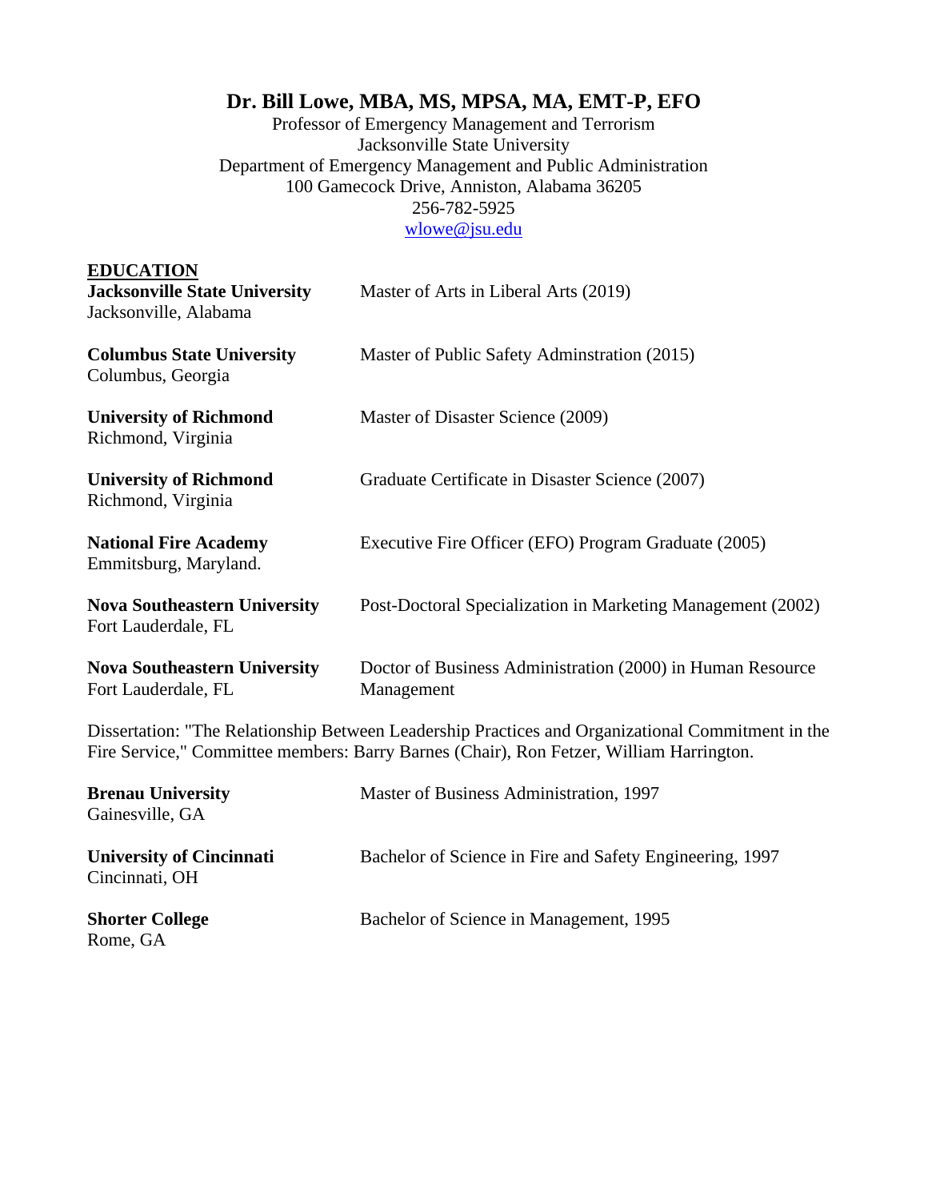# Dr. Bill Lowe, MBA, MS, MPSA, MA, EMT-P, EFO

Professor of Emergency Management and Terrorism
Jacksonville State University
Department of Emergency Management and Public Administration
100 Gamecock Drive, Anniston, Alabama 36205
256-782-5925
wlowe@jsu.edu

## EDUCATION

**Jacksonville State University**
Jacksonville, Alabama
Master of Arts in Liberal Arts (2019)

**Columbus State University**
Columbus, Georgia
Master of Public Safety Adminstration (2015)

**University of Richmond**
Richmond, Virginia
Master of Disaster Science (2009)

**University of Richmond**
Richmond, Virginia
Graduate Certificate in Disaster Science (2007)

**National Fire Academy**
Emmitsburg, Maryland.
Executive Fire Officer (EFO) Program Graduate (2005)

**Nova Southeastern University**
Fort Lauderdale, FL
Post-Doctoral Specialization in Marketing Management (2002)

**Nova Southeastern University**
Fort Lauderdale, FL
Doctor of Business Administration (2000) in Human Resource Management

Dissertation: "The Relationship Between Leadership Practices and Organizational Commitment in the Fire Service," Committee members: Barry Barnes (Chair), Ron Fetzer, William Harrington.

**Brenau University**
Gainesville, GA
Master of Business Administration, 1997

**University of Cincinnati**
Cincinnati, OH
Bachelor of Science in Fire and Safety Engineering, 1997

**Shorter College**
Rome, GA
Bachelor of Science in Management, 1995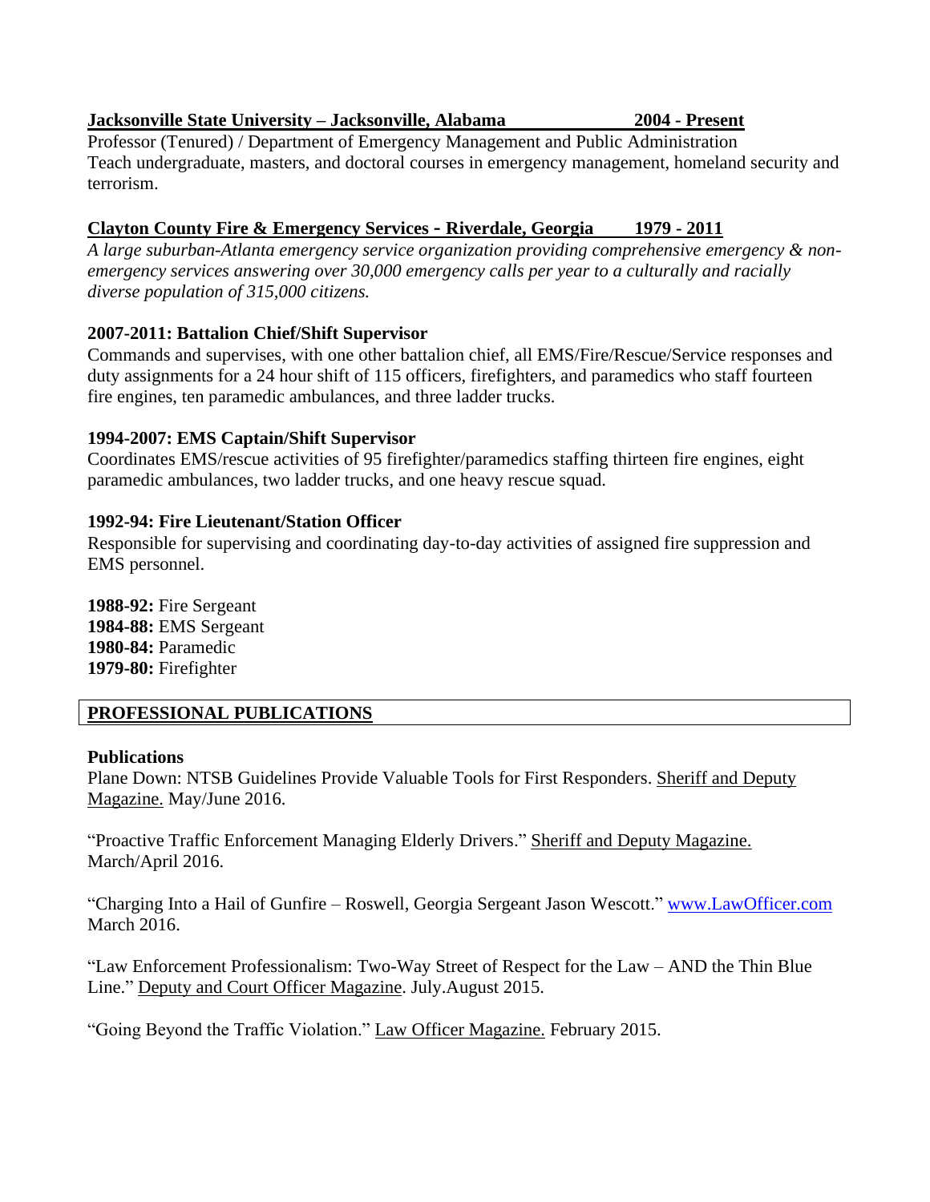**Jacksonville State University – Jacksonville, Alabama 2004 - Present**

Professor (Tenured) / Department of Emergency Management and Public Administration
Teach undergraduate, masters, and doctoral courses in emergency management, homeland security and terrorism.

**Clayton County Fire & Emergency Services - Riverdale, Georgia 1979 - 2011**

*A large suburban-Atlanta emergency service organization providing comprehensive emergency & non-emergency services answering over 30,000 emergency calls per year to a culturally and racially diverse population of 315,000 citizens.*

**2007-2011: Battalion Chief/Shift Supervisor**
Commands and supervises, with one other battalion chief, all EMS/Fire/Rescue/Service responses and duty assignments for a 24 hour shift of 115 officers, firefighters, and paramedics who staff fourteen fire engines, ten paramedic ambulances, and three ladder trucks.

**1994-2007: EMS Captain/Shift Supervisor**
Coordinates EMS/rescue activities of 95 firefighter/paramedics staffing thirteen fire engines, eight paramedic ambulances, two ladder trucks, and one heavy rescue squad.

**1992-94: Fire Lieutenant/Station Officer**
Responsible for supervising and coordinating day-to-day activities of assigned fire suppression and EMS personnel.

**1988-92:** Fire Sergeant
**1984-88:** EMS Sergeant
**1980-84:** Paramedic
**1979-80:** Firefighter

## PROFESSIONAL PUBLICATIONS

**Publications**

Plane Down: NTSB Guidelines Provide Valuable Tools for First Responders. Sheriff and Deputy Magazine. May/June 2016.

"Proactive Traffic Enforcement Managing Elderly Drivers." Sheriff and Deputy Magazine. March/April 2016.

"Charging Into a Hail of Gunfire – Roswell, Georgia Sergeant Jason Wescott." www.LawOfficer.com March 2016.

"Law Enforcement Professionalism: Two-Way Street of Respect for the Law – AND the Thin Blue Line." Deputy and Court Officer Magazine. July.August 2015.

"Going Beyond the Traffic Violation." Law Officer Magazine. February 2015.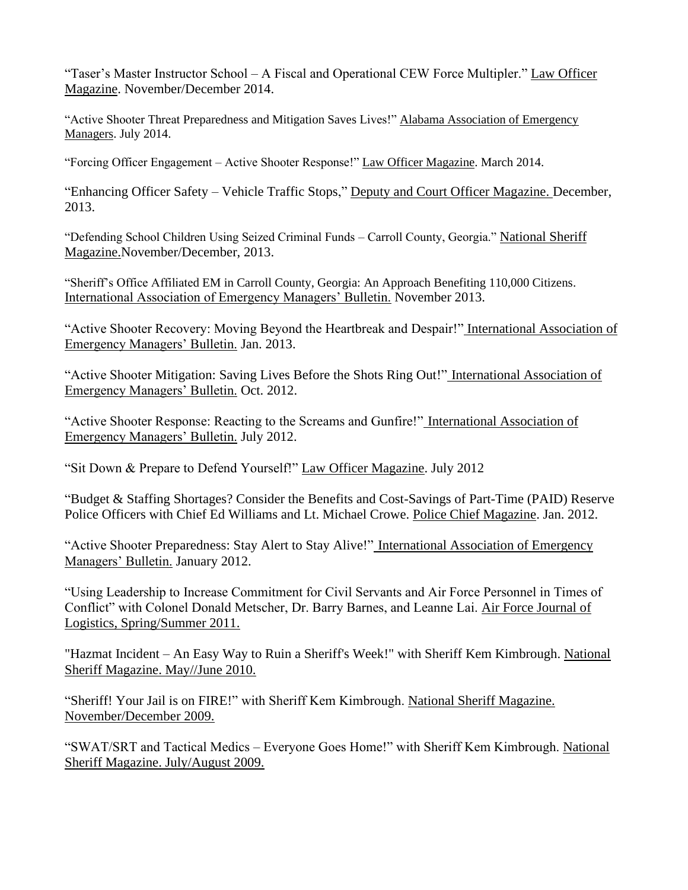"Taser's Master Instructor School – A Fiscal and Operational CEW Force Multipler." Law Officer Magazine. November/December 2014.

"Active Shooter Threat Preparedness and Mitigation Saves Lives!" Alabama Association of Emergency Managers. July 2014.

"Forcing Officer Engagement – Active Shooter Response!" Law Officer Magazine. March 2014.

"Enhancing Officer Safety – Vehicle Traffic Stops," Deputy and Court Officer Magazine. December, 2013.

"Defending School Children Using Seized Criminal Funds – Carroll County, Georgia." National Sheriff Magazine.November/December, 2013.

"Sheriff's Office Affiliated EM in Carroll County, Georgia: An Approach Benefiting 110,000 Citizens. International Association of Emergency Managers' Bulletin. November 2013.

"Active Shooter Recovery: Moving Beyond the Heartbreak and Despair!" International Association of Emergency Managers' Bulletin. Jan. 2013.

"Active Shooter Mitigation: Saving Lives Before the Shots Ring Out!" International Association of Emergency Managers' Bulletin. Oct. 2012.

"Active Shooter Response: Reacting to the Screams and Gunfire!" International Association of Emergency Managers' Bulletin. July 2012.

"Sit Down & Prepare to Defend Yourself!" Law Officer Magazine. July 2012

"Budget & Staffing Shortages? Consider the Benefits and Cost-Savings of Part-Time (PAID) Reserve Police Officers with Chief Ed Williams and Lt. Michael Crowe. Police Chief Magazine. Jan. 2012.

"Active Shooter Preparedness: Stay Alert to Stay Alive!" International Association of Emergency Managers' Bulletin. January 2012.

"Using Leadership to Increase Commitment for Civil Servants and Air Force Personnel in Times of Conflict" with Colonel Donald Metscher, Dr. Barry Barnes, and Leanne Lai. Air Force Journal of Logistics, Spring/Summer 2011.

"Hazmat Incident – An Easy Way to Ruin a Sheriff's Week!" with Sheriff Kem Kimbrough. National Sheriff Magazine. May//June 2010.

"Sheriff! Your Jail is on FIRE!" with Sheriff Kem Kimbrough. National Sheriff Magazine. November/December 2009.

"SWAT/SRT and Tactical Medics – Everyone Goes Home!" with Sheriff Kem Kimbrough. National Sheriff Magazine. July/August 2009.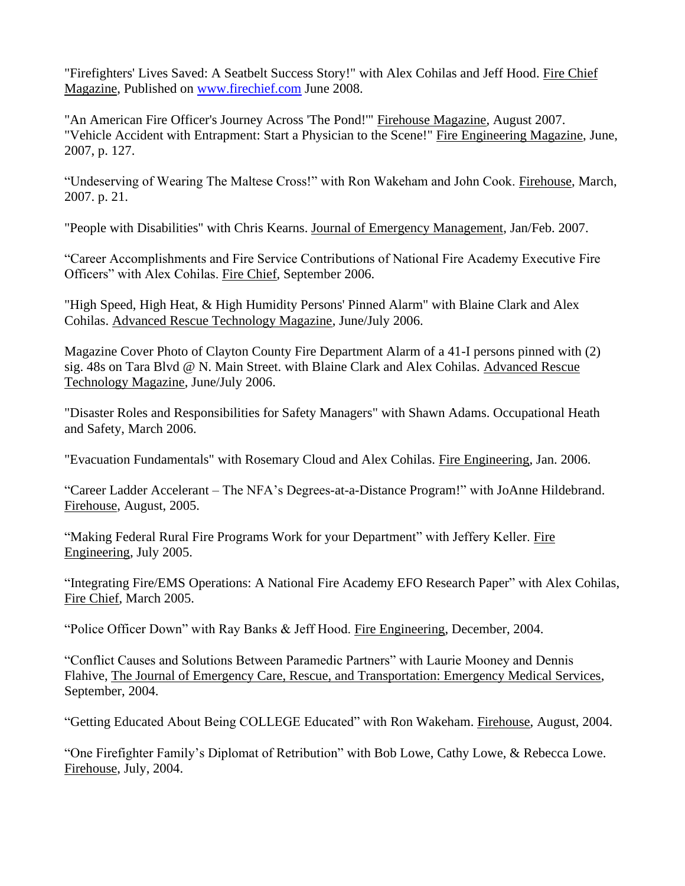"Firefighters' Lives Saved: A Seatbelt Success Story!" with Alex Cohilas and Jeff Hood. Fire Chief Magazine, Published on www.firechief.com June 2008.

"An American Fire Officer's Journey Across 'The Pond!'" Firehouse Magazine, August 2007.
"Vehicle Accident with Entrapment: Start a Physician to the Scene!" Fire Engineering Magazine, June, 2007, p. 127.

"Undeserving of Wearing The Maltese Cross!" with Ron Wakeham and John Cook. Firehouse, March, 2007. p. 21.

"People with Disabilities" with Chris Kearns. Journal of Emergency Management, Jan/Feb. 2007.

"Career Accomplishments and Fire Service Contributions of National Fire Academy Executive Fire Officers" with Alex Cohilas. Fire Chief, September 2006.

"High Speed, High Heat, & High Humidity Persons' Pinned Alarm" with Blaine Clark and Alex Cohilas. Advanced Rescue Technology Magazine, June/July 2006.

Magazine Cover Photo of Clayton County Fire Department Alarm of a 41-I persons pinned with (2) sig. 48s on Tara Blvd @ N. Main Street. with Blaine Clark and Alex Cohilas. Advanced Rescue Technology Magazine, June/July 2006.

"Disaster Roles and Responsibilities for Safety Managers" with Shawn Adams. Occupational Heath and Safety, March 2006.

"Evacuation Fundamentals" with Rosemary Cloud and Alex Cohilas. Fire Engineering, Jan. 2006.

"Career Ladder Accelerant – The NFA's Degrees-at-a-Distance Program!" with JoAnne Hildebrand. Firehouse, August, 2005.

"Making Federal Rural Fire Programs Work for your Department" with Jeffery Keller. Fire Engineering, July 2005.

"Integrating Fire/EMS Operations: A National Fire Academy EFO Research Paper" with Alex Cohilas, Fire Chief, March 2005.

"Police Officer Down" with Ray Banks & Jeff Hood. Fire Engineering, December, 2004.

"Conflict Causes and Solutions Between Paramedic Partners" with Laurie Mooney and Dennis Flahive, The Journal of Emergency Care, Rescue, and Transportation: Emergency Medical Services, September, 2004.

"Getting Educated About Being COLLEGE Educated" with Ron Wakeham. Firehouse, August, 2004.

"One Firefighter Family's Diplomat of Retribution" with Bob Lowe, Cathy Lowe, & Rebecca Lowe. Firehouse, July, 2004.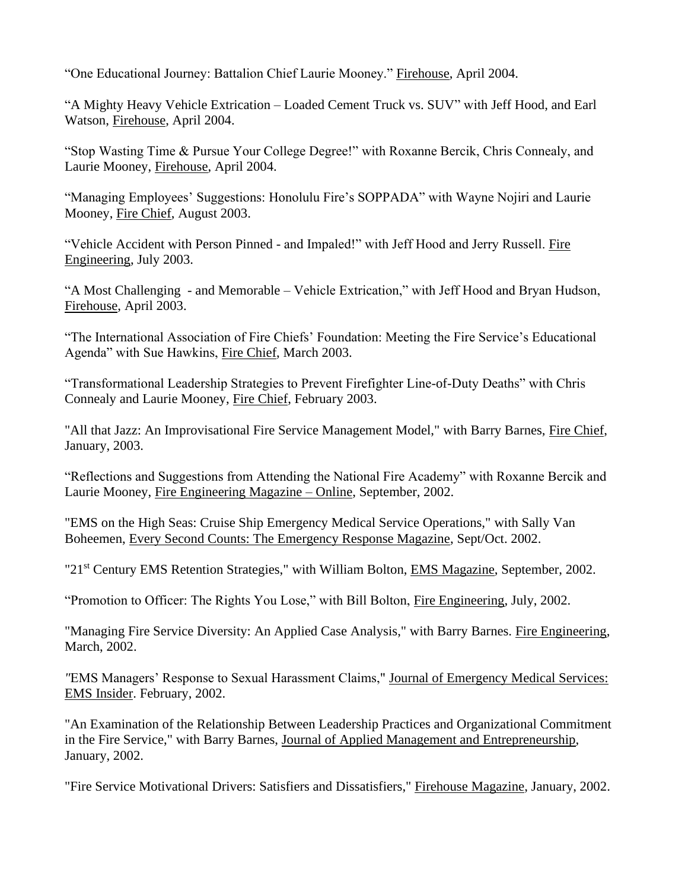"One Educational Journey: Battalion Chief Laurie Mooney." Firehouse, April 2004.

"A Mighty Heavy Vehicle Extrication – Loaded Cement Truck vs. SUV" with Jeff Hood, and Earl Watson, Firehouse, April 2004.

"Stop Wasting Time & Pursue Your College Degree!" with Roxanne Bercik, Chris Connealy, and Laurie Mooney, Firehouse, April 2004.

"Managing Employees' Suggestions: Honolulu Fire's SOPPADA" with Wayne Nojiri and Laurie Mooney, Fire Chief, August 2003.

"Vehicle Accident with Person Pinned - and Impaled!" with Jeff Hood and Jerry Russell. Fire Engineering, July 2003.

"A Most Challenging - and Memorable – Vehicle Extrication," with Jeff Hood and Bryan Hudson, Firehouse, April 2003.

"The International Association of Fire Chiefs' Foundation: Meeting the Fire Service's Educational Agenda" with Sue Hawkins, Fire Chief, March 2003.

"Transformational Leadership Strategies to Prevent Firefighter Line-of-Duty Deaths" with Chris Connealy and Laurie Mooney, Fire Chief, February 2003.

"All that Jazz: An Improvisational Fire Service Management Model," with Barry Barnes, Fire Chief, January, 2003.

"Reflections and Suggestions from Attending the National Fire Academy" with Roxanne Bercik and Laurie Mooney, Fire Engineering Magazine – Online, September, 2002.

"EMS on the High Seas: Cruise Ship Emergency Medical Service Operations," with Sally Van Boheemen, Every Second Counts: The Emergency Response Magazine, Sept/Oct. 2002.

"21st Century EMS Retention Strategies," with William Bolton, EMS Magazine, September, 2002.

"Promotion to Officer: The Rights You Lose," with Bill Bolton, Fire Engineering, July, 2002.

"Managing Fire Service Diversity: An Applied Case Analysis," with Barry Barnes. Fire Engineering, March, 2002.

"EMS Managers' Response to Sexual Harassment Claims," Journal of Emergency Medical Services: EMS Insider. February, 2002.

"An Examination of the Relationship Between Leadership Practices and Organizational Commitment in the Fire Service," with Barry Barnes, Journal of Applied Management and Entrepreneurship, January, 2002.

"Fire Service Motivational Drivers: Satisfiers and Dissatisfiers," Firehouse Magazine, January, 2002.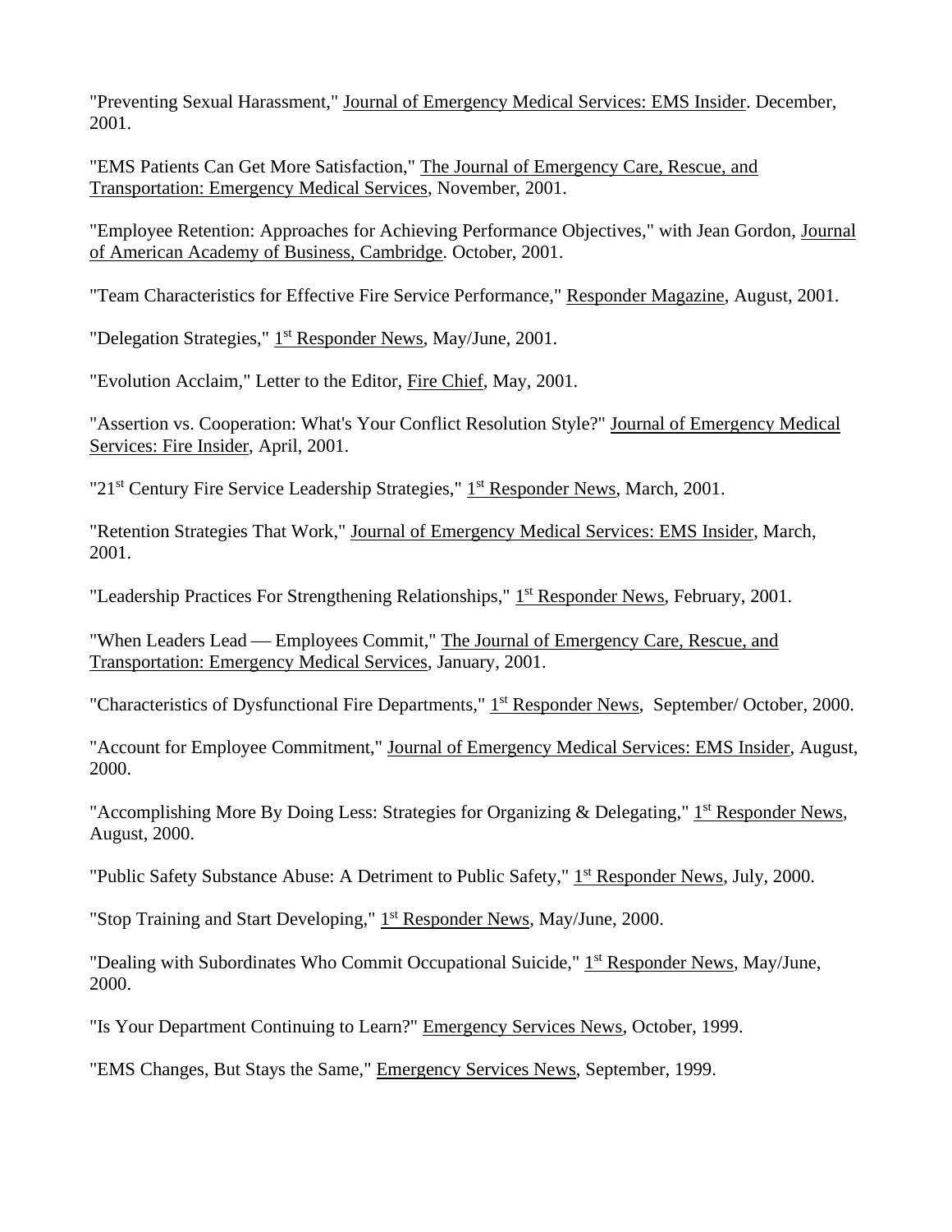"Preventing Sexual Harassment," Journal of Emergency Medical Services: EMS Insider. December, 2001.

"EMS Patients Can Get More Satisfaction," The Journal of Emergency Care, Rescue, and Transportation: Emergency Medical Services, November, 2001.

"Employee Retention: Approaches for Achieving Performance Objectives," with Jean Gordon, Journal of American Academy of Business, Cambridge. October, 2001.

"Team Characteristics for Effective Fire Service Performance," Responder Magazine, August, 2001.

"Delegation Strategies," 1st Responder News, May/June, 2001.

"Evolution Acclaim," Letter to the Editor, Fire Chief, May, 2001.

"Assertion vs. Cooperation: What's Your Conflict Resolution Style?" Journal of Emergency Medical Services: Fire Insider, April, 2001.

"21st Century Fire Service Leadership Strategies," 1st Responder News, March, 2001.

"Retention Strategies That Work," Journal of Emergency Medical Services: EMS Insider, March, 2001.

"Leadership Practices For Strengthening Relationships," 1st Responder News, February, 2001.

"When Leaders Lead — Employees Commit," The Journal of Emergency Care, Rescue, and Transportation: Emergency Medical Services, January, 2001.

"Characteristics of Dysfunctional Fire Departments," 1st Responder News, September/ October, 2000.

"Account for Employee Commitment," Journal of Emergency Medical Services: EMS Insider, August, 2000.

"Accomplishing More By Doing Less: Strategies for Organizing & Delegating," 1st Responder News, August, 2000.

"Public Safety Substance Abuse: A Detriment to Public Safety," 1st Responder News, July, 2000.

"Stop Training and Start Developing," 1st Responder News, May/June, 2000.

"Dealing with Subordinates Who Commit Occupational Suicide," 1st Responder News, May/June, 2000.

"Is Your Department Continuing to Learn?" Emergency Services News, October, 1999.

"EMS Changes, But Stays the Same," Emergency Services News, September, 1999.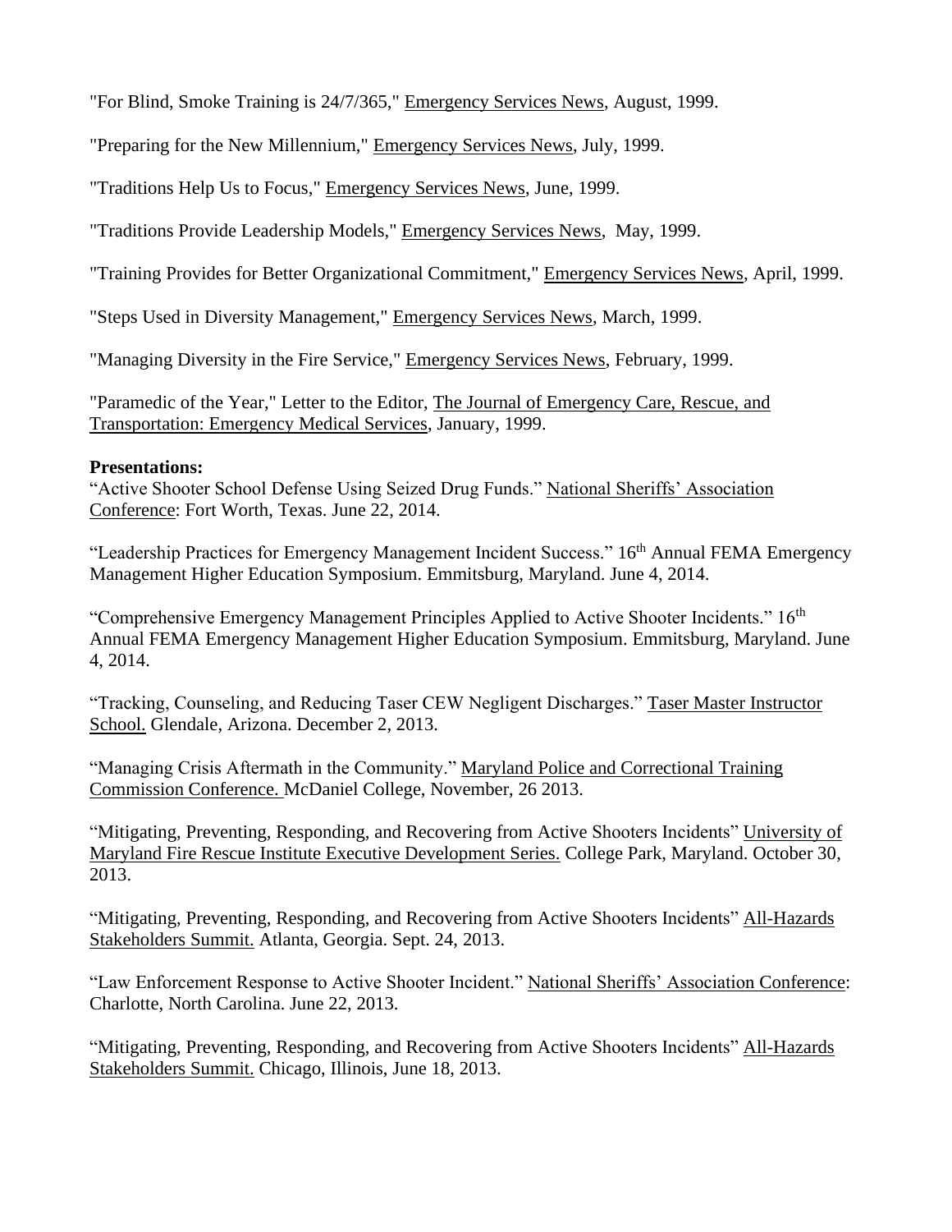"For Blind, Smoke Training is 24/7/365," Emergency Services News, August, 1999.

"Preparing for the New Millennium," Emergency Services News, July, 1999.

"Traditions Help Us to Focus," Emergency Services News, June, 1999.

"Traditions Provide Leadership Models," Emergency Services News, May, 1999.

"Training Provides for Better Organizational Commitment," Emergency Services News, April, 1999.

"Steps Used in Diversity Management," Emergency Services News, March, 1999.

"Managing Diversity in the Fire Service," Emergency Services News, February, 1999.

"Paramedic of the Year," Letter to the Editor, The Journal of Emergency Care, Rescue, and Transportation: Emergency Medical Services, January, 1999.

**Presentations:**

"Active Shooter School Defense Using Seized Drug Funds." National Sheriffs' Association Conference: Fort Worth, Texas. June 22, 2014.

"Leadership Practices for Emergency Management Incident Success." 16th Annual FEMA Emergency Management Higher Education Symposium. Emmitsburg, Maryland. June 4, 2014.

"Comprehensive Emergency Management Principles Applied to Active Shooter Incidents." 16th Annual FEMA Emergency Management Higher Education Symposium. Emmitsburg, Maryland. June 4, 2014.

"Tracking, Counseling, and Reducing Taser CEW Negligent Discharges." Taser Master Instructor School. Glendale, Arizona. December 2, 2013.

"Managing Crisis Aftermath in the Community." Maryland Police and Correctional Training Commission Conference. McDaniel College, November, 26 2013.

"Mitigating, Preventing, Responding, and Recovering from Active Shooters Incidents" University of Maryland Fire Rescue Institute Executive Development Series. College Park, Maryland. October 30, 2013.

"Mitigating, Preventing, Responding, and Recovering from Active Shooters Incidents" All-Hazards Stakeholders Summit. Atlanta, Georgia. Sept. 24, 2013.

"Law Enforcement Response to Active Shooter Incident." National Sheriffs' Association Conference: Charlotte, North Carolina. June 22, 2013.

"Mitigating, Preventing, Responding, and Recovering from Active Shooters Incidents" All-Hazards Stakeholders Summit. Chicago, Illinois, June 18, 2013.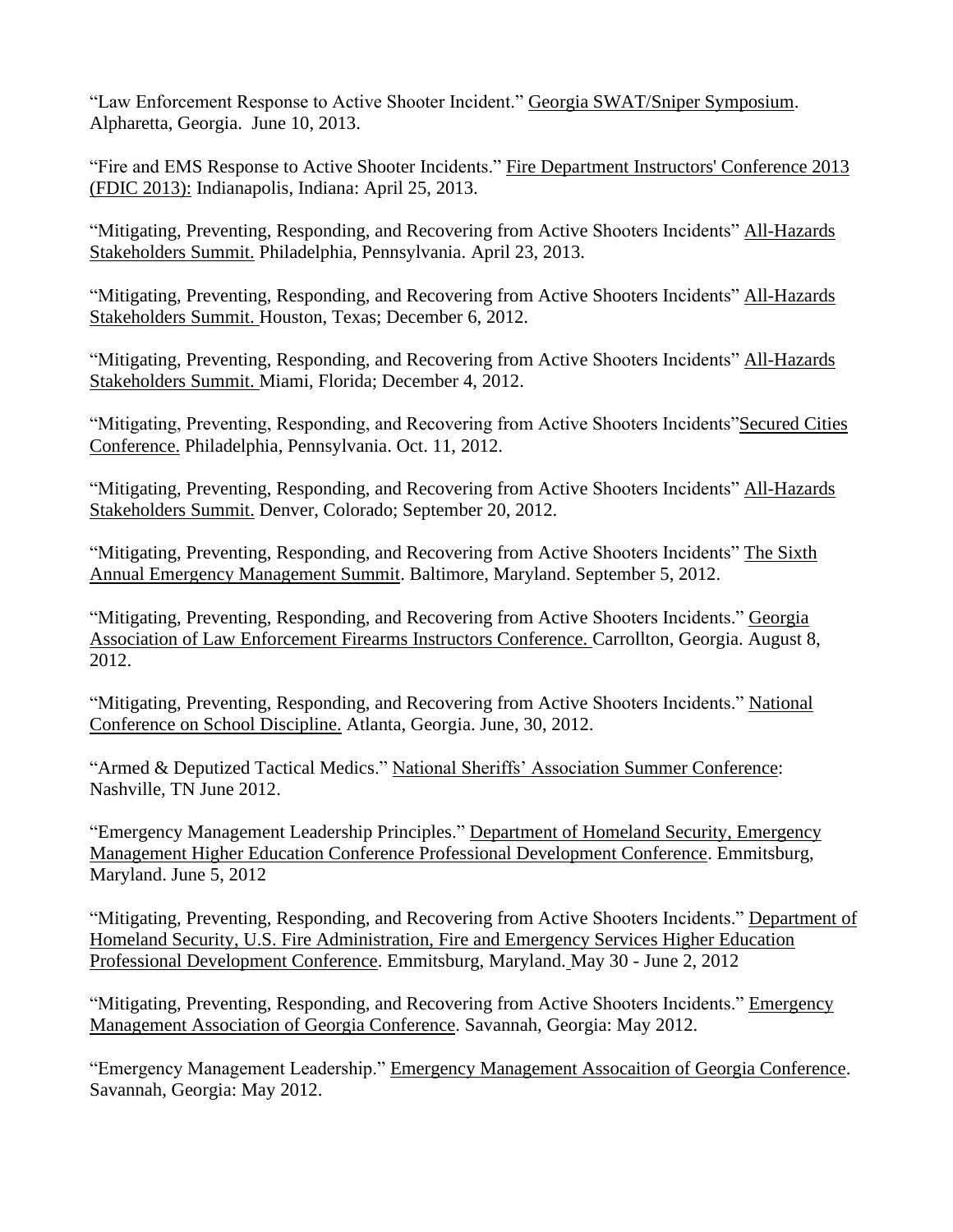"Law Enforcement Response to Active Shooter Incident." Georgia SWAT/Sniper Symposium. Alpharetta, Georgia. June 10, 2013.

"Fire and EMS Response to Active Shooter Incidents." Fire Department Instructors' Conference 2013 (FDIC 2013): Indianapolis, Indiana: April 25, 2013.

"Mitigating, Preventing, Responding, and Recovering from Active Shooters Incidents" All-Hazards Stakeholders Summit. Philadelphia, Pennsylvania. April 23, 2013.

"Mitigating, Preventing, Responding, and Recovering from Active Shooters Incidents" All-Hazards Stakeholders Summit. Houston, Texas; December 6, 2012.

"Mitigating, Preventing, Responding, and Recovering from Active Shooters Incidents" All-Hazards Stakeholders Summit. Miami, Florida; December 4, 2012.

"Mitigating, Preventing, Responding, and Recovering from Active Shooters Incidents"Secured Cities Conference. Philadelphia, Pennsylvania. Oct. 11, 2012.

"Mitigating, Preventing, Responding, and Recovering from Active Shooters Incidents" All-Hazards Stakeholders Summit. Denver, Colorado; September 20, 2012.

"Mitigating, Preventing, Responding, and Recovering from Active Shooters Incidents" The Sixth Annual Emergency Management Summit. Baltimore, Maryland. September 5, 2012.

"Mitigating, Preventing, Responding, and Recovering from Active Shooters Incidents." Georgia Association of Law Enforcement Firearms Instructors Conference. Carrollton, Georgia. August 8, 2012.

"Mitigating, Preventing, Responding, and Recovering from Active Shooters Incidents." National Conference on School Discipline. Atlanta, Georgia. June, 30, 2012.

"Armed & Deputized Tactical Medics." National Sheriffs' Association Summer Conference: Nashville, TN June 2012.

"Emergency Management Leadership Principles." Department of Homeland Security, Emergency Management Higher Education Conference Professional Development Conference. Emmitsburg, Maryland. June 5, 2012

"Mitigating, Preventing, Responding, and Recovering from Active Shooters Incidents." Department of Homeland Security, U.S. Fire Administration, Fire and Emergency Services Higher Education Professional Development Conference. Emmitsburg, Maryland. May 30 - June 2, 2012

"Mitigating, Preventing, Responding, and Recovering from Active Shooters Incidents." Emergency Management Association of Georgia Conference. Savannah, Georgia: May 2012.

"Emergency Management Leadership." Emergency Management Assocaition of Georgia Conference. Savannah, Georgia: May 2012.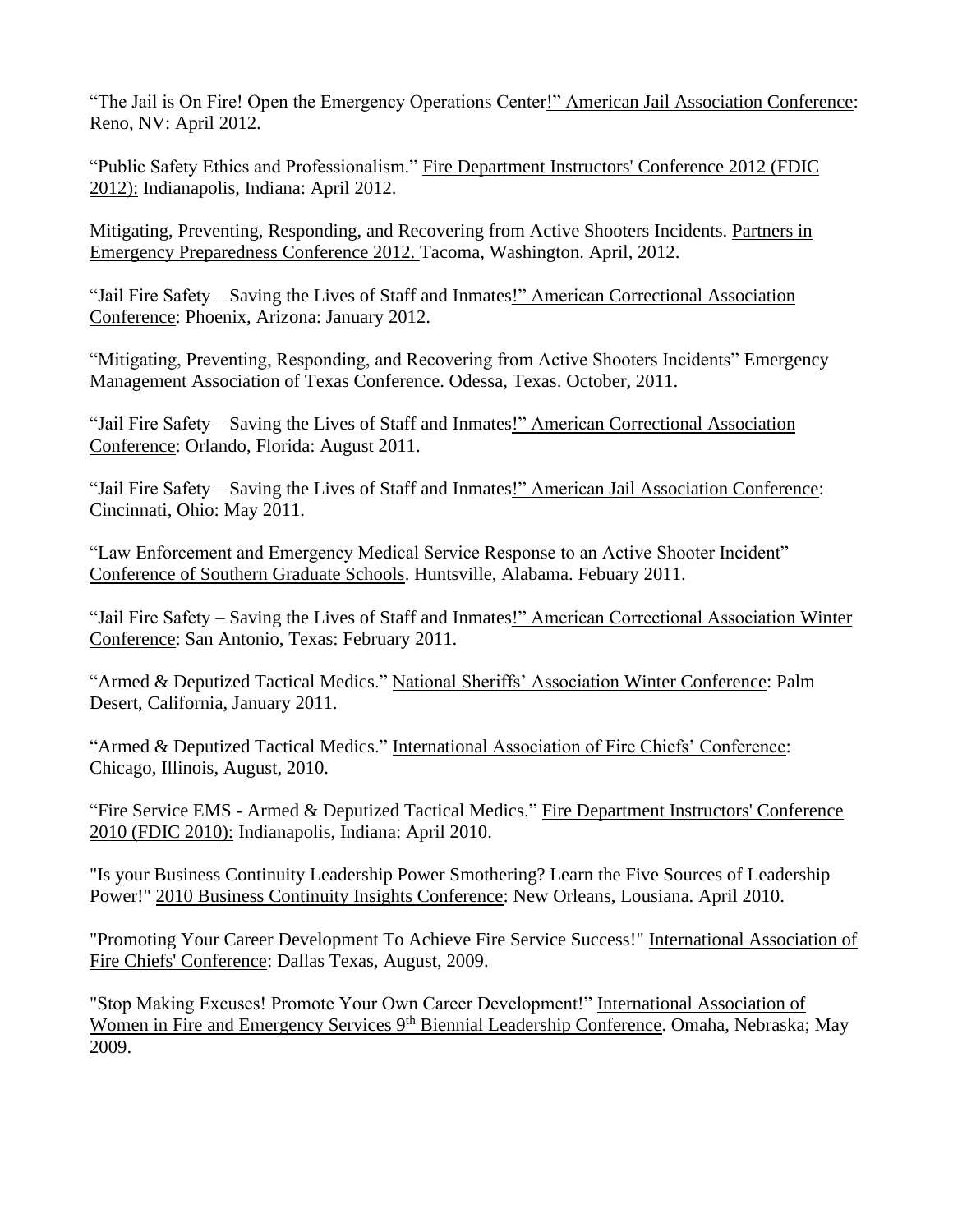"The Jail is On Fire! Open the Emergency Operations Center!" American Jail Association Conference: Reno, NV: April 2012.

"Public Safety Ethics and Professionalism." Fire Department Instructors' Conference 2012 (FDIC 2012): Indianapolis, Indiana: April 2012.

Mitigating, Preventing, Responding, and Recovering from Active Shooters Incidents. Partners in Emergency Preparedness Conference 2012. Tacoma, Washington. April, 2012.

"Jail Fire Safety – Saving the Lives of Staff and Inmates!" American Correctional Association Conference: Phoenix, Arizona: January 2012.

"Mitigating, Preventing, Responding, and Recovering from Active Shooters Incidents" Emergency Management Association of Texas Conference. Odessa, Texas. October, 2011.

"Jail Fire Safety – Saving the Lives of Staff and Inmates!" American Correctional Association Conference: Orlando, Florida: August 2011.

"Jail Fire Safety – Saving the Lives of Staff and Inmates!" American Jail Association Conference: Cincinnati, Ohio: May 2011.

"Law Enforcement and Emergency Medical Service Response to an Active Shooter Incident" Conference of Southern Graduate Schools. Huntsville, Alabama. Febuary 2011.

"Jail Fire Safety – Saving the Lives of Staff and Inmates!" American Correctional Association Winter Conference: San Antonio, Texas: February 2011.

"Armed & Deputized Tactical Medics." National Sheriffs' Association Winter Conference: Palm Desert, California, January 2011.

"Armed & Deputized Tactical Medics." International Association of Fire Chiefs' Conference: Chicago, Illinois, August, 2010.

"Fire Service EMS - Armed & Deputized Tactical Medics." Fire Department Instructors' Conference 2010 (FDIC 2010): Indianapolis, Indiana: April 2010.

"Is your Business Continuity Leadership Power Smothering? Learn the Five Sources of Leadership Power!" 2010 Business Continuity Insights Conference: New Orleans, Lousiana. April 2010.

"Promoting Your Career Development To Achieve Fire Service Success!" International Association of Fire Chiefs' Conference: Dallas Texas, August, 2009.

"Stop Making Excuses! Promote Your Own Career Development!" International Association of Women in Fire and Emergency Services 9th Biennial Leadership Conference. Omaha, Nebraska; May 2009.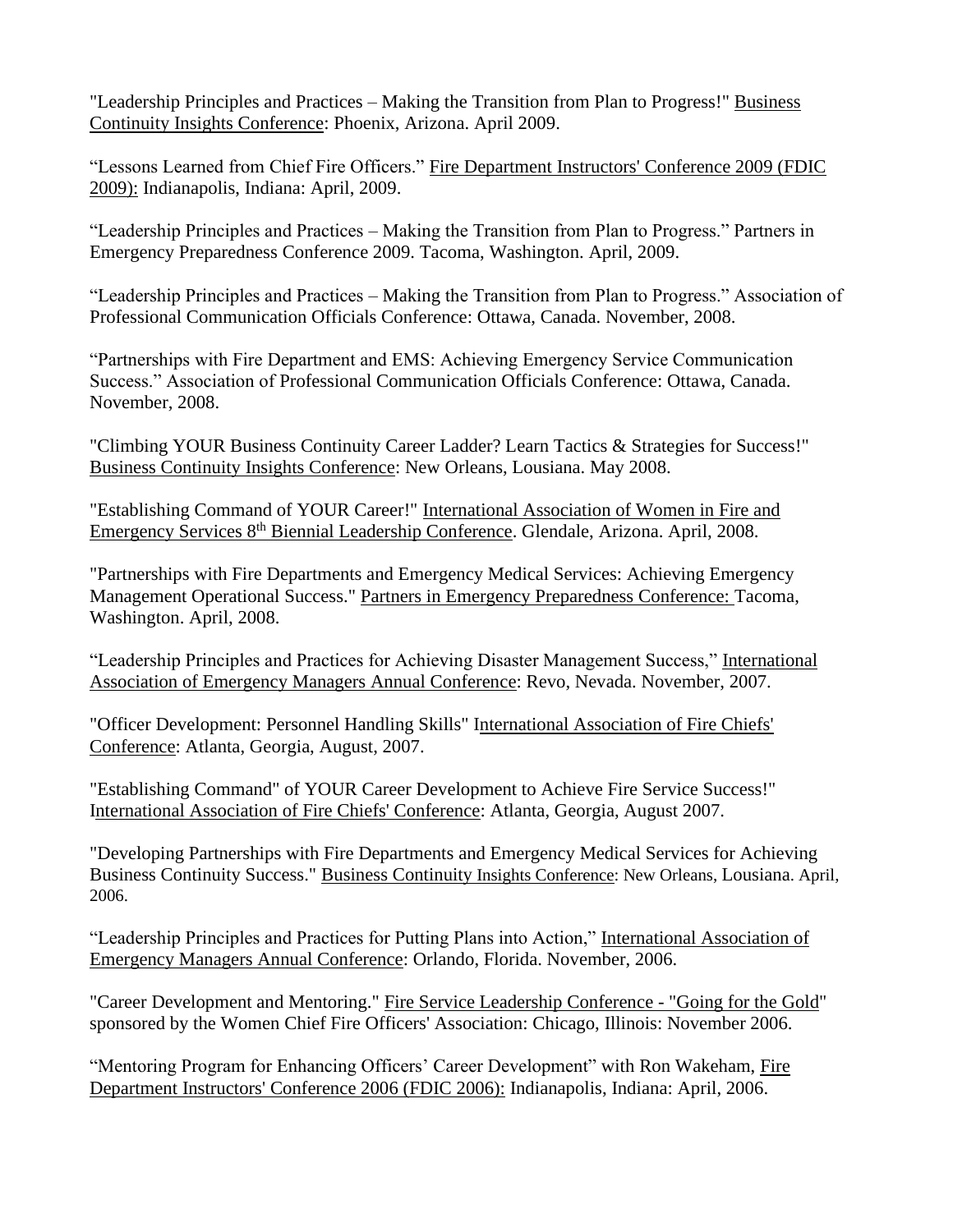"Leadership Principles and Practices – Making the Transition from Plan to Progress!" Business Continuity Insights Conference: Phoenix, Arizona. April 2009.

"Lessons Learned from Chief Fire Officers." Fire Department Instructors' Conference 2009 (FDIC 2009): Indianapolis, Indiana: April, 2009.

"Leadership Principles and Practices – Making the Transition from Plan to Progress." Partners in Emergency Preparedness Conference 2009. Tacoma, Washington. April, 2009.

"Leadership Principles and Practices – Making the Transition from Plan to Progress." Association of Professional Communication Officials Conference: Ottawa, Canada. November, 2008.

"Partnerships with Fire Department and EMS: Achieving Emergency Service Communication Success." Association of Professional Communication Officials Conference: Ottawa, Canada. November, 2008.

"Climbing YOUR Business Continuity Career Ladder? Learn Tactics & Strategies for Success!" Business Continuity Insights Conference: New Orleans, Lousiana. May 2008.

"Establishing Command of YOUR Career!" International Association of Women in Fire and Emergency Services 8th Biennial Leadership Conference. Glendale, Arizona. April, 2008.

"Partnerships with Fire Departments and Emergency Medical Services: Achieving Emergency Management Operational Success." Partners in Emergency Preparedness Conference: Tacoma, Washington. April, 2008.

"Leadership Principles and Practices for Achieving Disaster Management Success," International Association of Emergency Managers Annual Conference: Revo, Nevada. November, 2007.

"Officer Development: Personnel Handling Skills" International Association of Fire Chiefs' Conference: Atlanta, Georgia, August, 2007.

"Establishing Command" of YOUR Career Development to Achieve Fire Service Success!" International Association of Fire Chiefs' Conference: Atlanta, Georgia, August 2007.

"Developing Partnerships with Fire Departments and Emergency Medical Services for Achieving Business Continuity Success." Business Continuity Insights Conference: New Orleans, Lousiana. April, 2006.

"Leadership Principles and Practices for Putting Plans into Action," International Association of Emergency Managers Annual Conference: Orlando, Florida. November, 2006.

"Career Development and Mentoring." Fire Service Leadership Conference - "Going for the Gold" sponsored by the Women Chief Fire Officers' Association: Chicago, Illinois: November 2006.

"Mentoring Program for Enhancing Officers' Career Development" with Ron Wakeham, Fire Department Instructors' Conference 2006 (FDIC 2006): Indianapolis, Indiana: April, 2006.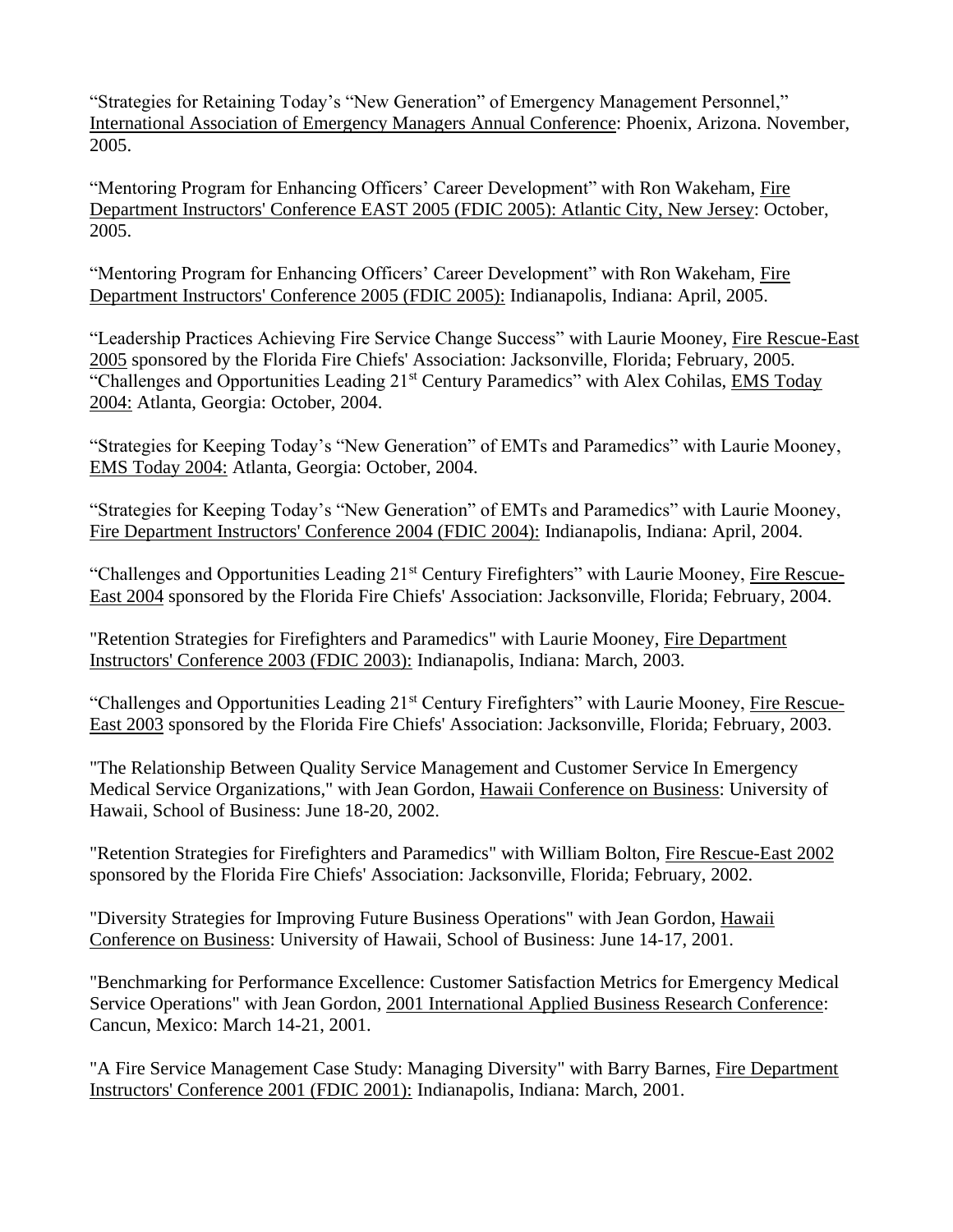"Strategies for Retaining Today's "New Generation" of Emergency Management Personnel," International Association of Emergency Managers Annual Conference: Phoenix, Arizona. November, 2005.

"Mentoring Program for Enhancing Officers' Career Development" with Ron Wakeham, Fire Department Instructors' Conference EAST 2005 (FDIC 2005): Atlantic City, New Jersey: October, 2005.

"Mentoring Program for Enhancing Officers' Career Development" with Ron Wakeham, Fire Department Instructors' Conference 2005 (FDIC 2005): Indianapolis, Indiana: April, 2005.

"Leadership Practices Achieving Fire Service Change Success" with Laurie Mooney, Fire Rescue-East 2005 sponsored by the Florida Fire Chiefs' Association: Jacksonville, Florida; February, 2005.
"Challenges and Opportunities Leading 21st Century Paramedics" with Alex Cohilas, EMS Today 2004: Atlanta, Georgia: October, 2004.

"Strategies for Keeping Today's "New Generation" of EMTs and Paramedics" with Laurie Mooney, EMS Today 2004: Atlanta, Georgia: October, 2004.

"Strategies for Keeping Today's "New Generation" of EMTs and Paramedics" with Laurie Mooney, Fire Department Instructors' Conference 2004 (FDIC 2004): Indianapolis, Indiana: April, 2004.

"Challenges and Opportunities Leading 21st Century Firefighters" with Laurie Mooney, Fire Rescue-East 2004 sponsored by the Florida Fire Chiefs' Association: Jacksonville, Florida; February, 2004.

"Retention Strategies for Firefighters and Paramedics" with Laurie Mooney, Fire Department Instructors' Conference 2003 (FDIC 2003): Indianapolis, Indiana: March, 2003.

"Challenges and Opportunities Leading 21st Century Firefighters" with Laurie Mooney, Fire Rescue-East 2003 sponsored by the Florida Fire Chiefs' Association: Jacksonville, Florida; February, 2003.

"The Relationship Between Quality Service Management and Customer Service In Emergency Medical Service Organizations," with Jean Gordon, Hawaii Conference on Business: University of Hawaii, School of Business: June 18-20, 2002.

"Retention Strategies for Firefighters and Paramedics" with William Bolton, Fire Rescue-East 2002 sponsored by the Florida Fire Chiefs' Association: Jacksonville, Florida; February, 2002.

"Diversity Strategies for Improving Future Business Operations" with Jean Gordon, Hawaii Conference on Business: University of Hawaii, School of Business: June 14-17, 2001.

"Benchmarking for Performance Excellence: Customer Satisfaction Metrics for Emergency Medical Service Operations" with Jean Gordon, 2001 International Applied Business Research Conference: Cancun, Mexico: March 14-21, 2001.

"A Fire Service Management Case Study: Managing Diversity" with Barry Barnes, Fire Department Instructors' Conference 2001 (FDIC 2001): Indianapolis, Indiana: March, 2001.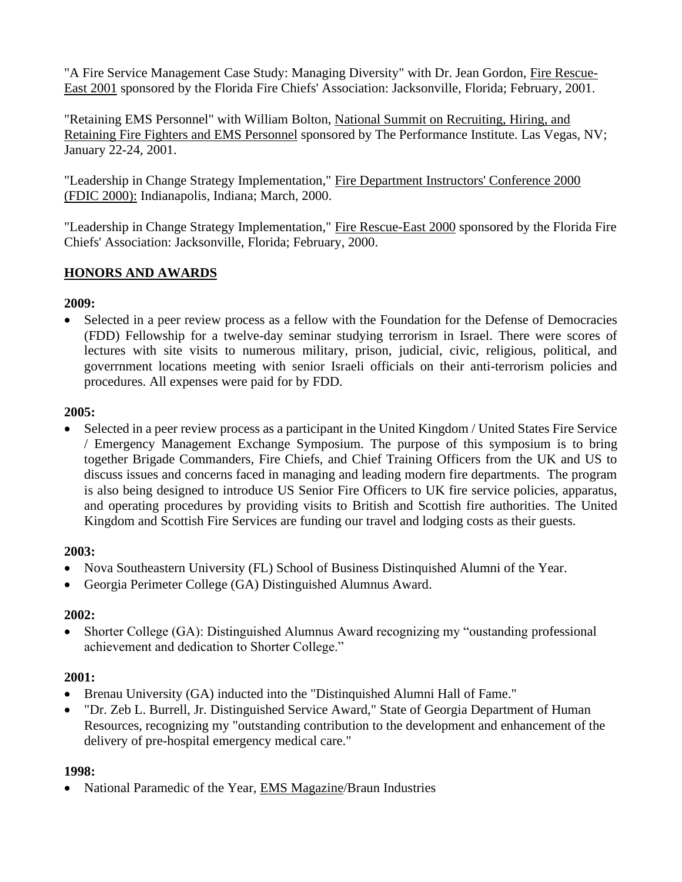"A Fire Service Management Case Study: Managing Diversity" with Dr. Jean Gordon, Fire Rescue-East 2001 sponsored by the Florida Fire Chiefs' Association: Jacksonville, Florida; February, 2001.

"Retaining EMS Personnel" with William Bolton, National Summit on Recruiting, Hiring, and Retaining Fire Fighters and EMS Personnel sponsored by The Performance Institute. Las Vegas, NV; January 22-24, 2001.

"Leadership in Change Strategy Implementation," Fire Department Instructors' Conference 2000 (FDIC 2000): Indianapolis, Indiana; March, 2000.

"Leadership in Change Strategy Implementation," Fire Rescue-East 2000 sponsored by the Florida Fire Chiefs' Association: Jacksonville, Florida; February, 2000.

## HONORS AND AWARDS

**2009:**

- Selected in a peer review process as a fellow with the Foundation for the Defense of Democracies (FDD) Fellowship for a twelve-day seminar studying terrorism in Israel. There were scores of lectures with site visits to numerous military, prison, judicial, civic, religious, political, and goverrnment locations meeting with senior Israeli officials on their anti-terrorism policies and procedures. All expenses were paid for by FDD.

**2005:**

- Selected in a peer review process as a participant in the United Kingdom / United States Fire Service / Emergency Management Exchange Symposium. The purpose of this symposium is to bring together Brigade Commanders, Fire Chiefs, and Chief Training Officers from the UK and US to discuss issues and concerns faced in managing and leading modern fire departments. The program is also being designed to introduce US Senior Fire Officers to UK fire service policies, apparatus, and operating procedures by providing visits to British and Scottish fire authorities. The United Kingdom and Scottish Fire Services are funding our travel and lodging costs as their guests.

**2003:**

- Nova Southeastern University (FL) School of Business Distinquished Alumni of the Year.
- Georgia Perimeter College (GA) Distinguished Alumnus Award.

**2002:**

- Shorter College (GA): Distinguished Alumnus Award recognizing my "oustanding professional achievement and dedication to Shorter College."

**2001:**

- Brenau University (GA) inducted into the "Distinquished Alumni Hall of Fame."
- "Dr. Zeb L. Burrell, Jr. Distinguished Service Award," State of Georgia Department of Human Resources, recognizing my "outstanding contribution to the development and enhancement of the delivery of pre-hospital emergency medical care."

**1998:**

- National Paramedic of the Year, EMS Magazine/Braun Industries